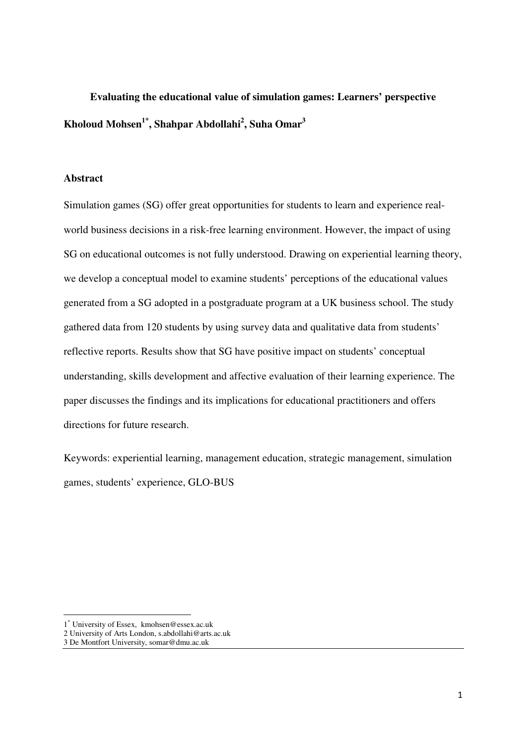# Evaluating the educational value of simulation games: Learners' perspective

**Kholoud Mohsen[1*], Shahpar Abdollahi[2], Suha Omar[3]**

## Abstract

Simulation games (SG) offer great opportunities for students to learn and experience real-world business decisions in a risk-free learning environment. However, the impact of using SG on educational outcomes is not fully understood. Drawing on experiential learning theory, we develop a conceptual model to examine students' perceptions of the educational values generated from a SG adopted in a postgraduate program at a UK business school. The study gathered data from 120 students by using survey data and qualitative data from students' reflective reports. Results show that SG have positive impact on students' conceptual understanding, skills development and affective evaluation of their learning experience. The paper discusses the findings and its implications for educational practitioners and offers directions for future research.

Keywords: experiential learning, management education, strategic management, simulation games, students' experience, GLO-BUS

---

1* University of Essex, kmohsen@essex.ac.uk
2 University of Arts London, s.abdollahi@arts.ac.uk
3 De Montfort University, somar@dmu.ac.uk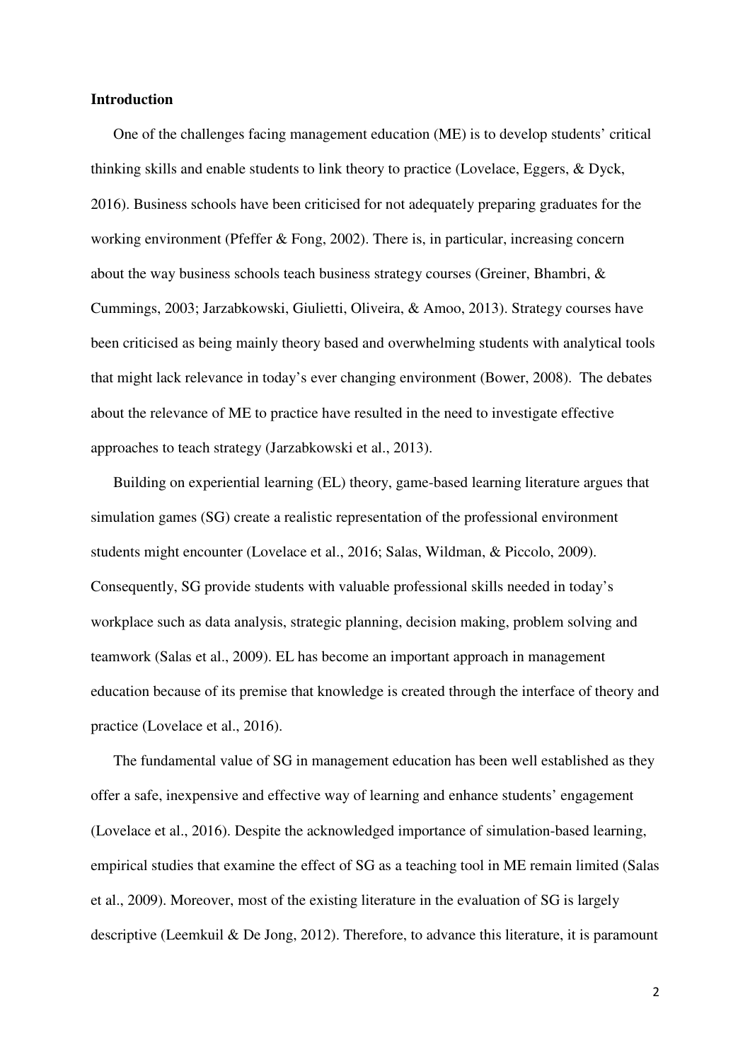## Introduction

One of the challenges facing management education (ME) is to develop students' critical thinking skills and enable students to link theory to practice (Lovelace, Eggers, & Dyck, 2016). Business schools have been criticised for not adequately preparing graduates for the working environment (Pfeffer & Fong, 2002). There is, in particular, increasing concern about the way business schools teach business strategy courses (Greiner, Bhambri, & Cummings, 2003; Jarzabkowski, Giulietti, Oliveira, & Amoo, 2013). Strategy courses have been criticised as being mainly theory based and overwhelming students with analytical tools that might lack relevance in today's ever changing environment (Bower, 2008). The debates about the relevance of ME to practice have resulted in the need to investigate effective approaches to teach strategy (Jarzabkowski et al., 2013).

Building on experiential learning (EL) theory, game-based learning literature argues that simulation games (SG) create a realistic representation of the professional environment students might encounter (Lovelace et al., 2016; Salas, Wildman, & Piccolo, 2009). Consequently, SG provide students with valuable professional skills needed in today's workplace such as data analysis, strategic planning, decision making, problem solving and teamwork (Salas et al., 2009). EL has become an important approach in management education because of its premise that knowledge is created through the interface of theory and practice (Lovelace et al., 2016).

The fundamental value of SG in management education has been well established as they offer a safe, inexpensive and effective way of learning and enhance students' engagement (Lovelace et al., 2016). Despite the acknowledged importance of simulation-based learning, empirical studies that examine the effect of SG as a teaching tool in ME remain limited (Salas et al., 2009). Moreover, most of the existing literature in the evaluation of SG is largely descriptive (Leemkuil & De Jong, 2012). Therefore, to advance this literature, it is paramount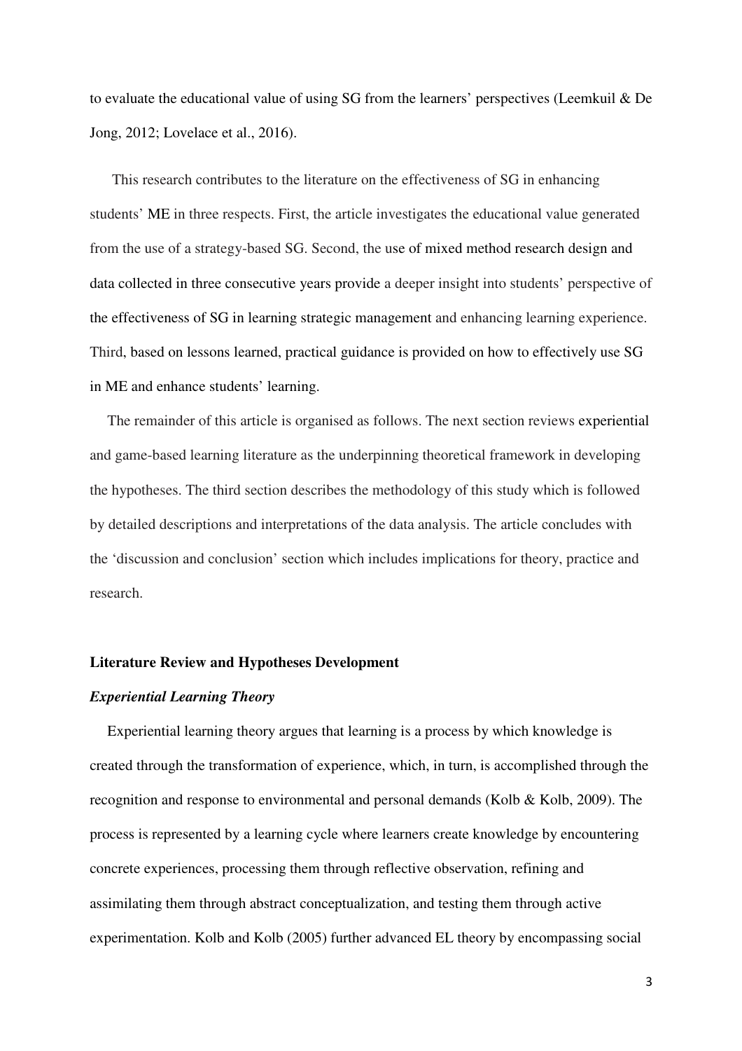to evaluate the educational value of using SG from the learners' perspectives (Leemkuil & De Jong, 2012; Lovelace et al., 2016).

This research contributes to the literature on the effectiveness of SG in enhancing students' ME in three respects. First, the article investigates the educational value generated from the use of a strategy-based SG. Second, the use of mixed method research design and data collected in three consecutive years provide a deeper insight into students' perspective of the effectiveness of SG in learning strategic management and enhancing learning experience. Third, based on lessons learned, practical guidance is provided on how to effectively use SG in ME and enhance students' learning.

The remainder of this article is organised as follows. The next section reviews experiential and game-based learning literature as the underpinning theoretical framework in developing the hypotheses. The third section describes the methodology of this study which is followed by detailed descriptions and interpretations of the data analysis. The article concludes with the 'discussion and conclusion' section which includes implications for theory, practice and research.

## Literature Review and Hypotheses Development

### *Experiential Learning Theory*

Experiential learning theory argues that learning is a process by which knowledge is created through the transformation of experience, which, in turn, is accomplished through the recognition and response to environmental and personal demands (Kolb & Kolb, 2009). The process is represented by a learning cycle where learners create knowledge by encountering concrete experiences, processing them through reflective observation, refining and assimilating them through abstract conceptualization, and testing them through active experimentation. Kolb and Kolb (2005) further advanced EL theory by encompassing social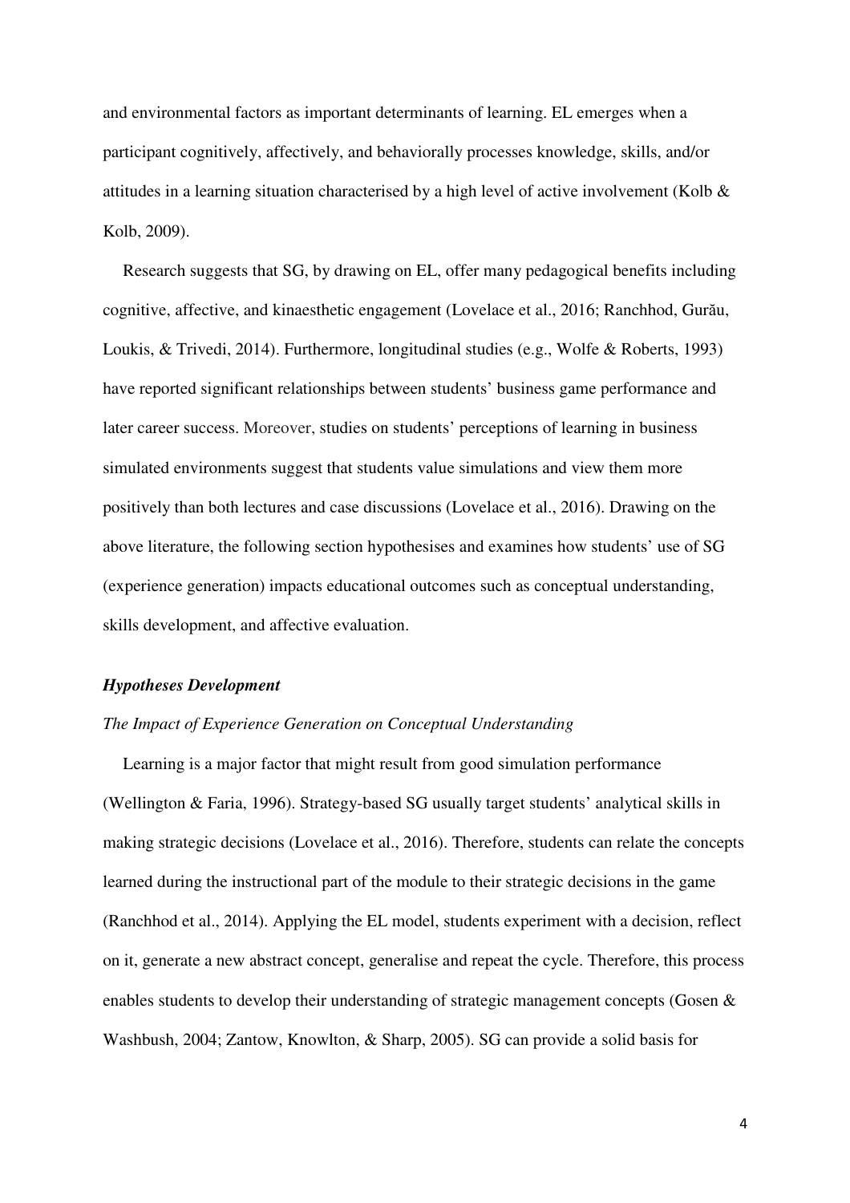and environmental factors as important determinants of learning. EL emerges when a participant cognitively, affectively, and behaviorally processes knowledge, skills, and/or attitudes in a learning situation characterised by a high level of active involvement (Kolb & Kolb, 2009).

Research suggests that SG, by drawing on EL, offer many pedagogical benefits including cognitive, affective, and kinaesthetic engagement (Lovelace et al., 2016; Ranchhod, Gurău, Loukis, & Trivedi, 2014). Furthermore, longitudinal studies (e.g., Wolfe & Roberts, 1993) have reported significant relationships between students' business game performance and later career success. Moreover, studies on students' perceptions of learning in business simulated environments suggest that students value simulations and view them more positively than both lectures and case discussions (Lovelace et al., 2016). Drawing on the above literature, the following section hypothesises and examines how students' use of SG (experience generation) impacts educational outcomes such as conceptual understanding, skills development, and affective evaluation.

### ***Hypotheses Development***

#### *The Impact of Experience Generation on Conceptual Understanding*

Learning is a major factor that might result from good simulation performance (Wellington & Faria, 1996). Strategy-based SG usually target students' analytical skills in making strategic decisions (Lovelace et al., 2016). Therefore, students can relate the concepts learned during the instructional part of the module to their strategic decisions in the game (Ranchhod et al., 2014). Applying the EL model, students experiment with a decision, reflect on it, generate a new abstract concept, generalise and repeat the cycle. Therefore, this process enables students to develop their understanding of strategic management concepts (Gosen & Washbush, 2004; Zantow, Knowlton, & Sharp, 2005). SG can provide a solid basis for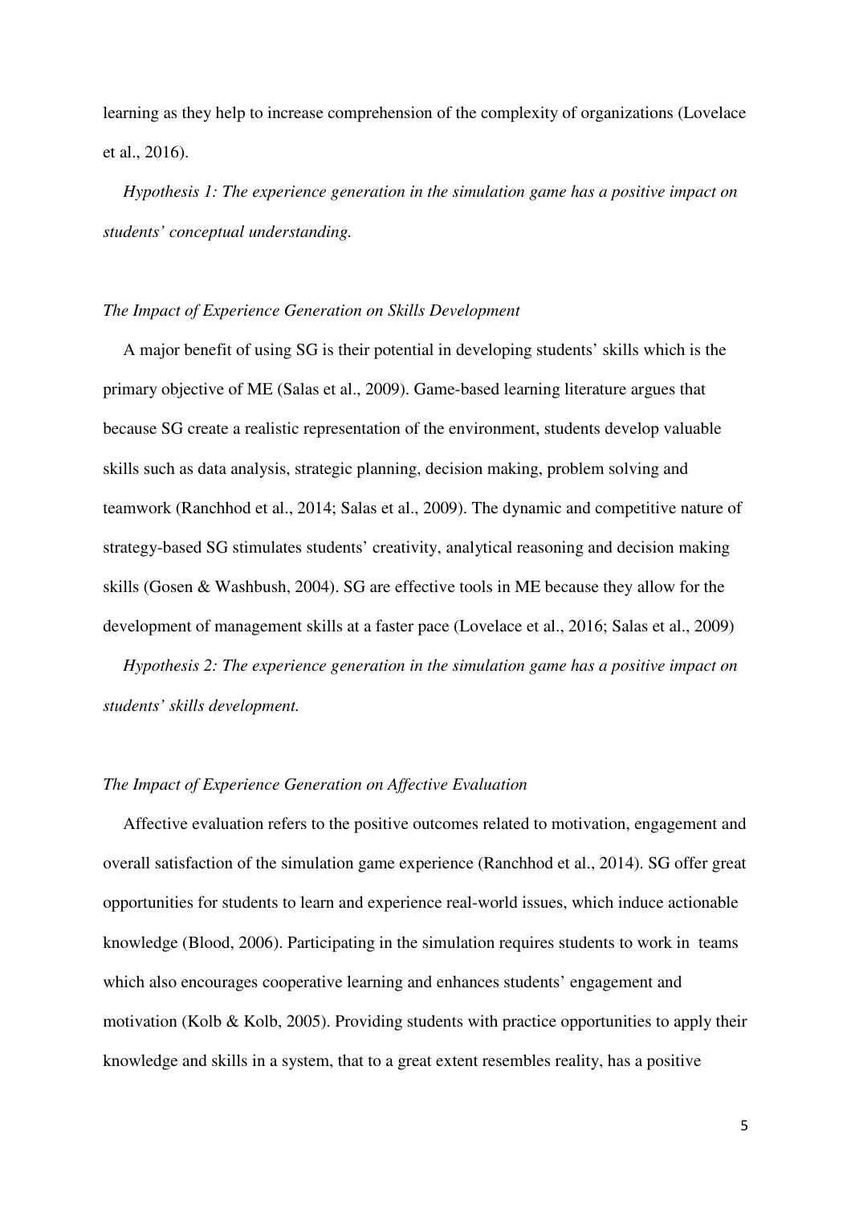learning as they help to increase comprehension of the complexity of organizations (Lovelace et al., 2016).

*Hypothesis 1: The experience generation in the simulation game has a positive impact on students' conceptual understanding.*

### *The Impact of Experience Generation on Skills Development*

A major benefit of using SG is their potential in developing students' skills which is the primary objective of ME (Salas et al., 2009). Game-based learning literature argues that because SG create a realistic representation of the environment, students develop valuable skills such as data analysis, strategic planning, decision making, problem solving and teamwork (Ranchhod et al., 2014; Salas et al., 2009). The dynamic and competitive nature of strategy-based SG stimulates students' creativity, analytical reasoning and decision making skills (Gosen & Washbush, 2004). SG are effective tools in ME because they allow for the development of management skills at a faster pace (Lovelace et al., 2016; Salas et al., 2009)

*Hypothesis 2: The experience generation in the simulation game has a positive impact on students' skills development.*

### *The Impact of Experience Generation on Affective Evaluation*

Affective evaluation refers to the positive outcomes related to motivation, engagement and overall satisfaction of the simulation game experience (Ranchhod et al., 2014). SG offer great opportunities for students to learn and experience real-world issues, which induce actionable knowledge (Blood, 2006). Participating in the simulation requires students to work in teams which also encourages cooperative learning and enhances students' engagement and motivation (Kolb & Kolb, 2005). Providing students with practice opportunities to apply their knowledge and skills in a system, that to a great extent resembles reality, has a positive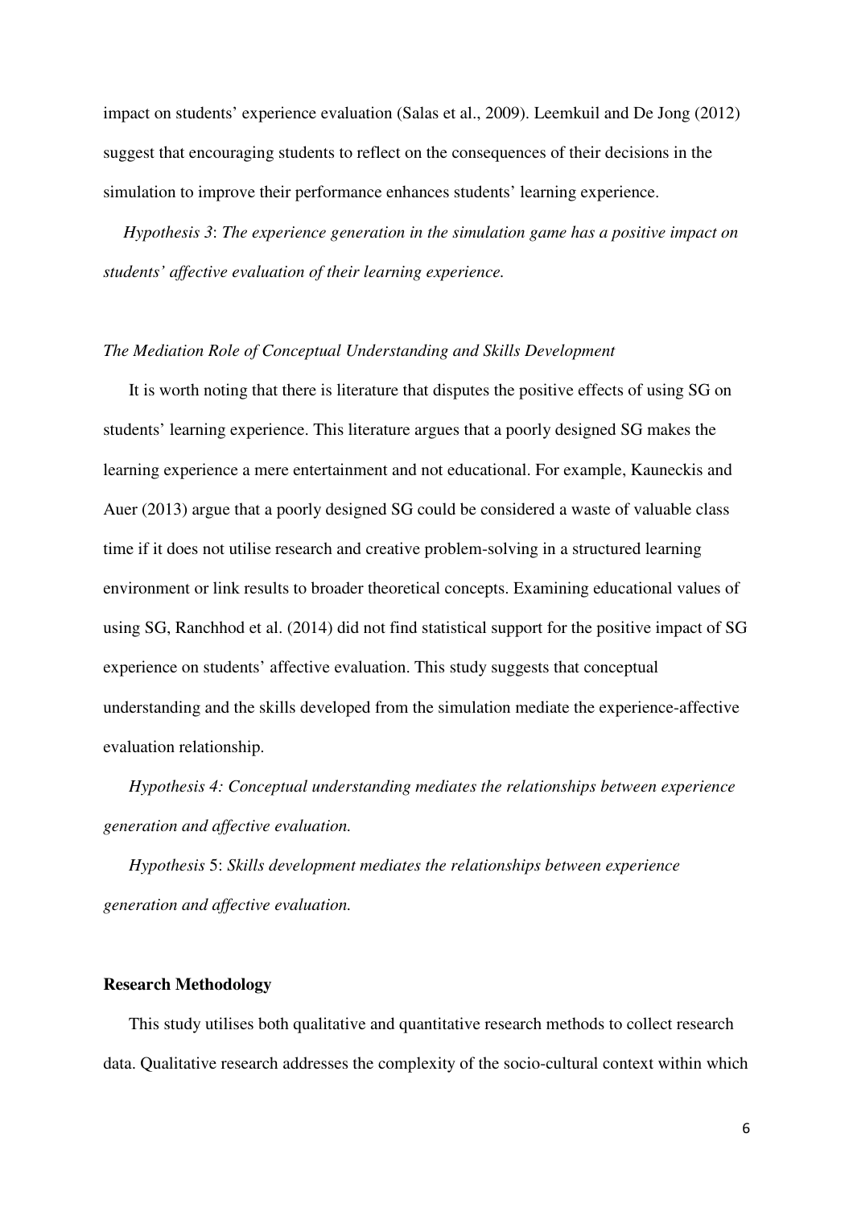impact on students' experience evaluation (Salas et al., 2009). Leemkuil and De Jong (2012) suggest that encouraging students to reflect on the consequences of their decisions in the simulation to improve their performance enhances students' learning experience.

*Hypothesis 3*: *The experience generation in the simulation game has a positive impact on students' affective evaluation of their learning experience.*

### *The Mediation Role of Conceptual Understanding and Skills Development*

It is worth noting that there is literature that disputes the positive effects of using SG on students' learning experience. This literature argues that a poorly designed SG makes the learning experience a mere entertainment and not educational. For example, Kauneckis and Auer (2013) argue that a poorly designed SG could be considered a waste of valuable class time if it does not utilise research and creative problem-solving in a structured learning environment or link results to broader theoretical concepts. Examining educational values of using SG, Ranchhod et al. (2014) did not find statistical support for the positive impact of SG experience on students' affective evaluation. This study suggests that conceptual understanding and the skills developed from the simulation mediate the experience-affective evaluation relationship.

*Hypothesis 4: Conceptual understanding mediates the relationships between experience generation and affective evaluation.*

*Hypothesis* 5: *Skills development mediates the relationships between experience generation and affective evaluation.*

## Research Methodology

This study utilises both qualitative and quantitative research methods to collect research data. Qualitative research addresses the complexity of the socio-cultural context within which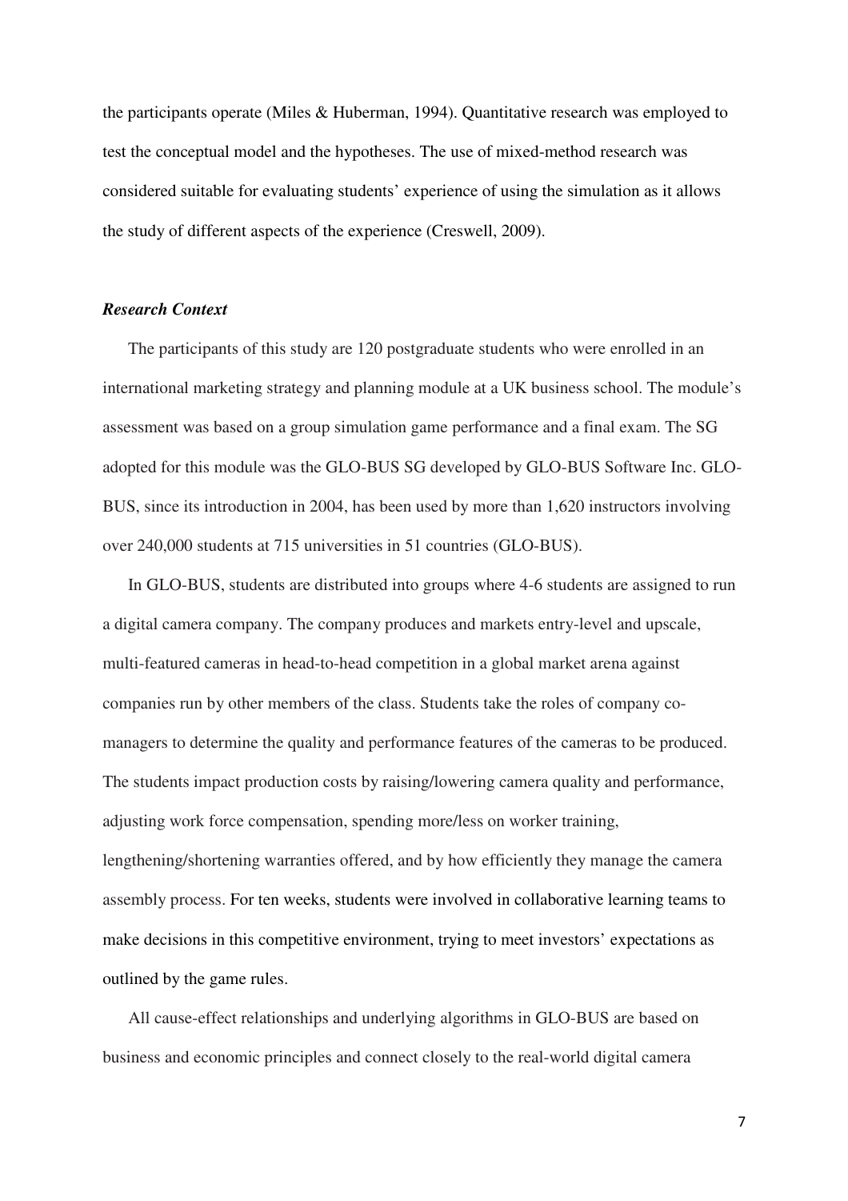the participants operate (Miles & Huberman, 1994). Quantitative research was employed to test the conceptual model and the hypotheses. The use of mixed-method research was considered suitable for evaluating students' experience of using the simulation as it allows the study of different aspects of the experience (Creswell, 2009).

### ***Research Context***

The participants of this study are 120 postgraduate students who were enrolled in an international marketing strategy and planning module at a UK business school. The module's assessment was based on a group simulation game performance and a final exam. The SG adopted for this module was the GLO-BUS SG developed by GLO-BUS Software Inc. GLO-BUS, since its introduction in 2004, has been used by more than 1,620 instructors involving over 240,000 students at 715 universities in 51 countries (GLO-BUS).

In GLO-BUS, students are distributed into groups where 4-6 students are assigned to run a digital camera company. The company produces and markets entry-level and upscale, multi-featured cameras in head-to-head competition in a global market arena against companies run by other members of the class. Students take the roles of company co-managers to determine the quality and performance features of the cameras to be produced. The students impact production costs by raising/lowering camera quality and performance, adjusting work force compensation, spending more/less on worker training, lengthening/shortening warranties offered, and by how efficiently they manage the camera assembly process. For ten weeks, students were involved in collaborative learning teams to make decisions in this competitive environment, trying to meet investors' expectations as outlined by the game rules.

All cause-effect relationships and underlying algorithms in GLO-BUS are based on business and economic principles and connect closely to the real-world digital camera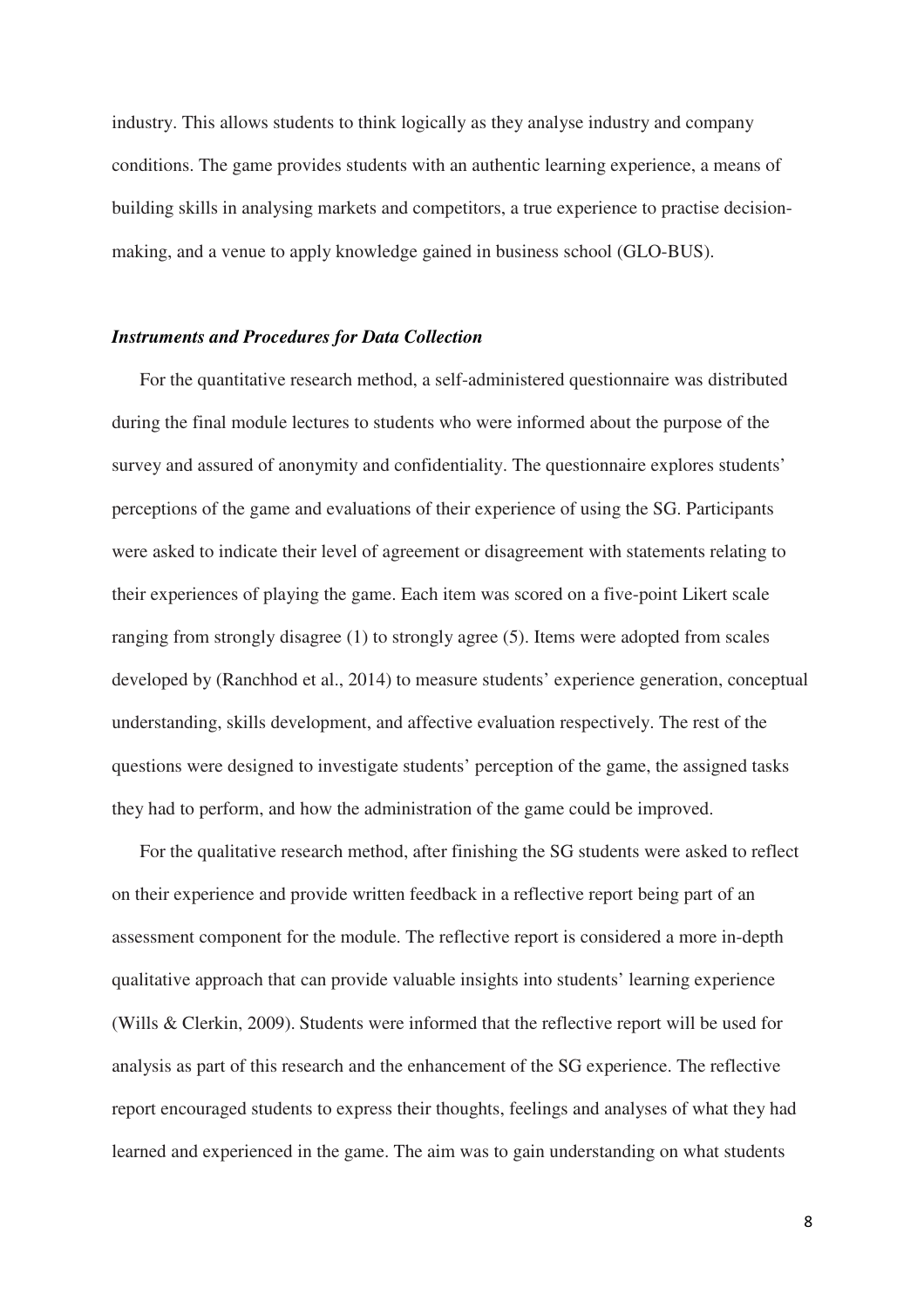industry. This allows students to think logically as they analyse industry and company conditions. The game provides students with an authentic learning experience, a means of building skills in analysing markets and competitors, a true experience to practise decision-making, and a venue to apply knowledge gained in business school (GLO-BUS).

### *Instruments and Procedures for Data Collection*

For the quantitative research method, a self-administered questionnaire was distributed during the final module lectures to students who were informed about the purpose of the survey and assured of anonymity and confidentiality. The questionnaire explores students' perceptions of the game and evaluations of their experience of using the SG. Participants were asked to indicate their level of agreement or disagreement with statements relating to their experiences of playing the game. Each item was scored on a five-point Likert scale ranging from strongly disagree (1) to strongly agree (5). Items were adopted from scales developed by (Ranchhod et al., 2014) to measure students' experience generation, conceptual understanding, skills development, and affective evaluation respectively. The rest of the questions were designed to investigate students' perception of the game, the assigned tasks they had to perform, and how the administration of the game could be improved.

For the qualitative research method, after finishing the SG students were asked to reflect on their experience and provide written feedback in a reflective report being part of an assessment component for the module. The reflective report is considered a more in-depth qualitative approach that can provide valuable insights into students' learning experience (Wills & Clerkin, 2009). Students were informed that the reflective report will be used for analysis as part of this research and the enhancement of the SG experience. The reflective report encouraged students to express their thoughts, feelings and analyses of what they had learned and experienced in the game. The aim was to gain understanding on what students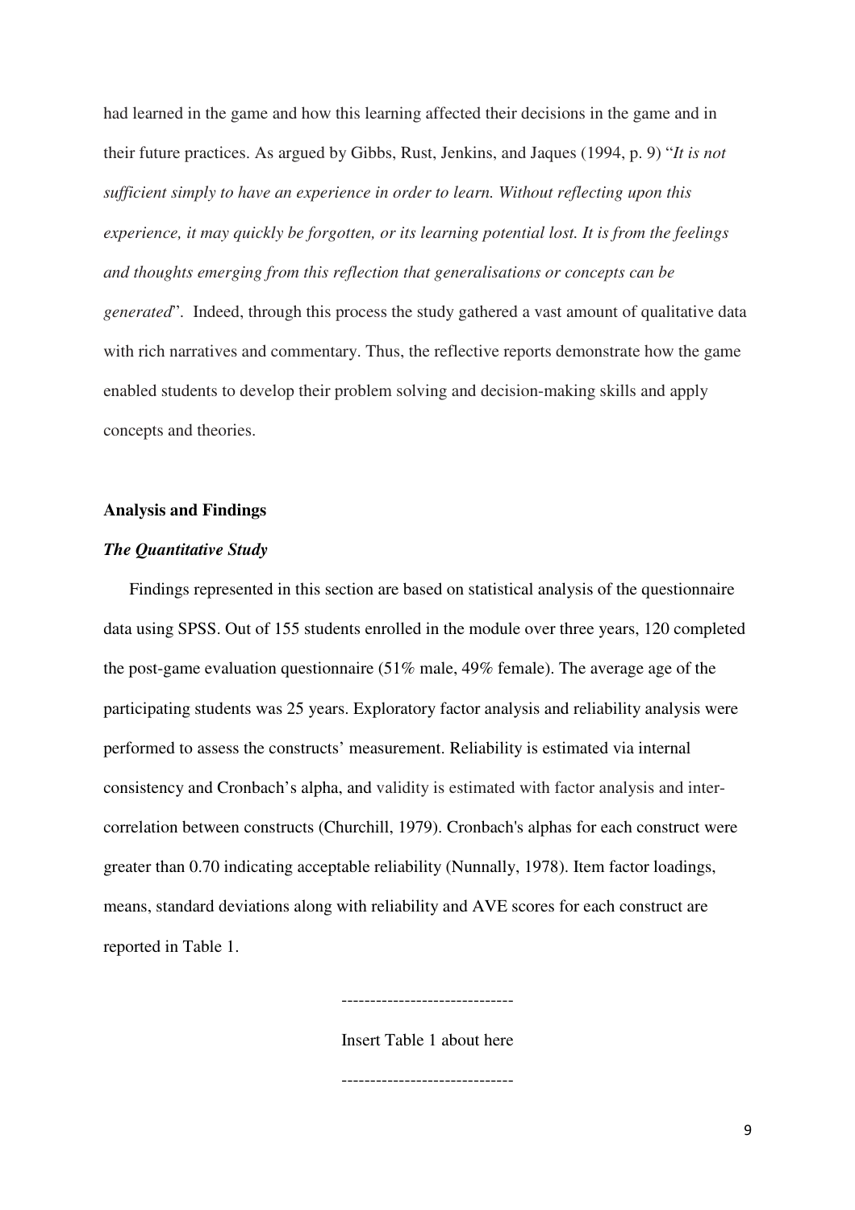had learned in the game and how this learning affected their decisions in the game and in their future practices. As argued by Gibbs, Rust, Jenkins, and Jaques (1994, p. 9) "*It is not sufficient simply to have an experience in order to learn. Without reflecting upon this experience, it may quickly be forgotten, or its learning potential lost. It is from the feelings and thoughts emerging from this reflection that generalisations or concepts can be generated*". Indeed, through this process the study gathered a vast amount of qualitative data with rich narratives and commentary. Thus, the reflective reports demonstrate how the game enabled students to develop their problem solving and decision-making skills and apply concepts and theories.

## Analysis and Findings

### *The Quantitative Study*

Findings represented in this section are based on statistical analysis of the questionnaire data using SPSS. Out of 155 students enrolled in the module over three years, 120 completed the post-game evaluation questionnaire (51% male, 49% female). The average age of the participating students was 25 years. Exploratory factor analysis and reliability analysis were performed to assess the constructs' measurement. Reliability is estimated via internal consistency and Cronbach's alpha, and validity is estimated with factor analysis and inter-correlation between constructs (Churchill, 1979). Cronbach's alphas for each construct were greater than 0.70 indicating acceptable reliability (Nunnally, 1978). Item factor loadings, means, standard deviations along with reliability and AVE scores for each construct are reported in Table 1.

------------------------------

Insert Table 1 about here

------------------------------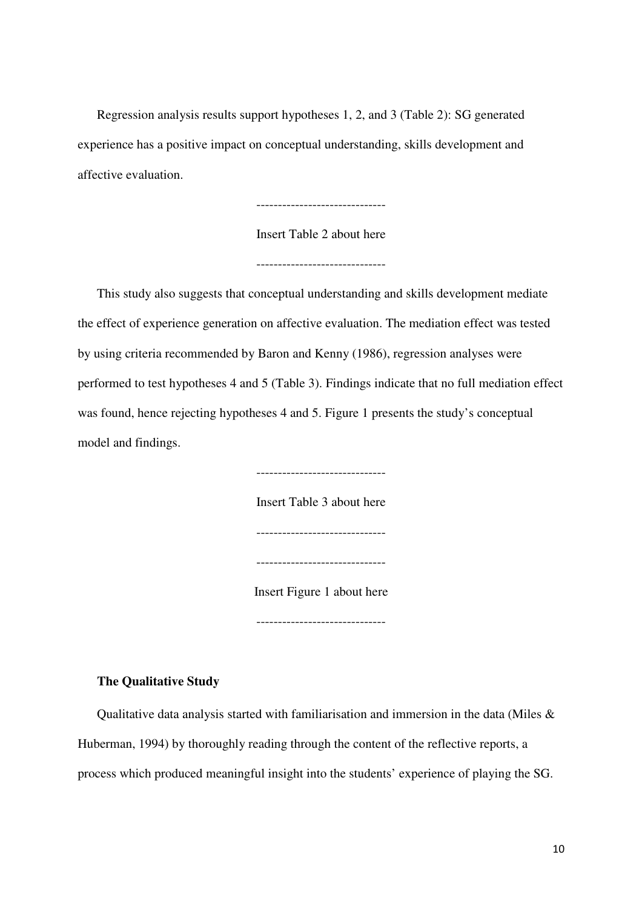Regression analysis results support hypotheses 1, 2, and 3 (Table 2): SG generated experience has a positive impact on conceptual understanding, skills development and affective evaluation.

------------------------------

Insert Table 2 about here

------------------------------

This study also suggests that conceptual understanding and skills development mediate the effect of experience generation on affective evaluation. The mediation effect was tested by using criteria recommended by Baron and Kenny (1986), regression analyses were performed to test hypotheses 4 and 5 (Table 3). Findings indicate that no full mediation effect was found, hence rejecting hypotheses 4 and 5. Figure 1 presents the study's conceptual model and findings.

------------------------------

Insert Table 3 about here

------------------------------

------------------------------

Insert Figure 1 about here

------------------------------

**The Qualitative Study**

Qualitative data analysis started with familiarisation and immersion in the data (Miles & Huberman, 1994) by thoroughly reading through the content of the reflective reports, a process which produced meaningful insight into the students' experience of playing the SG.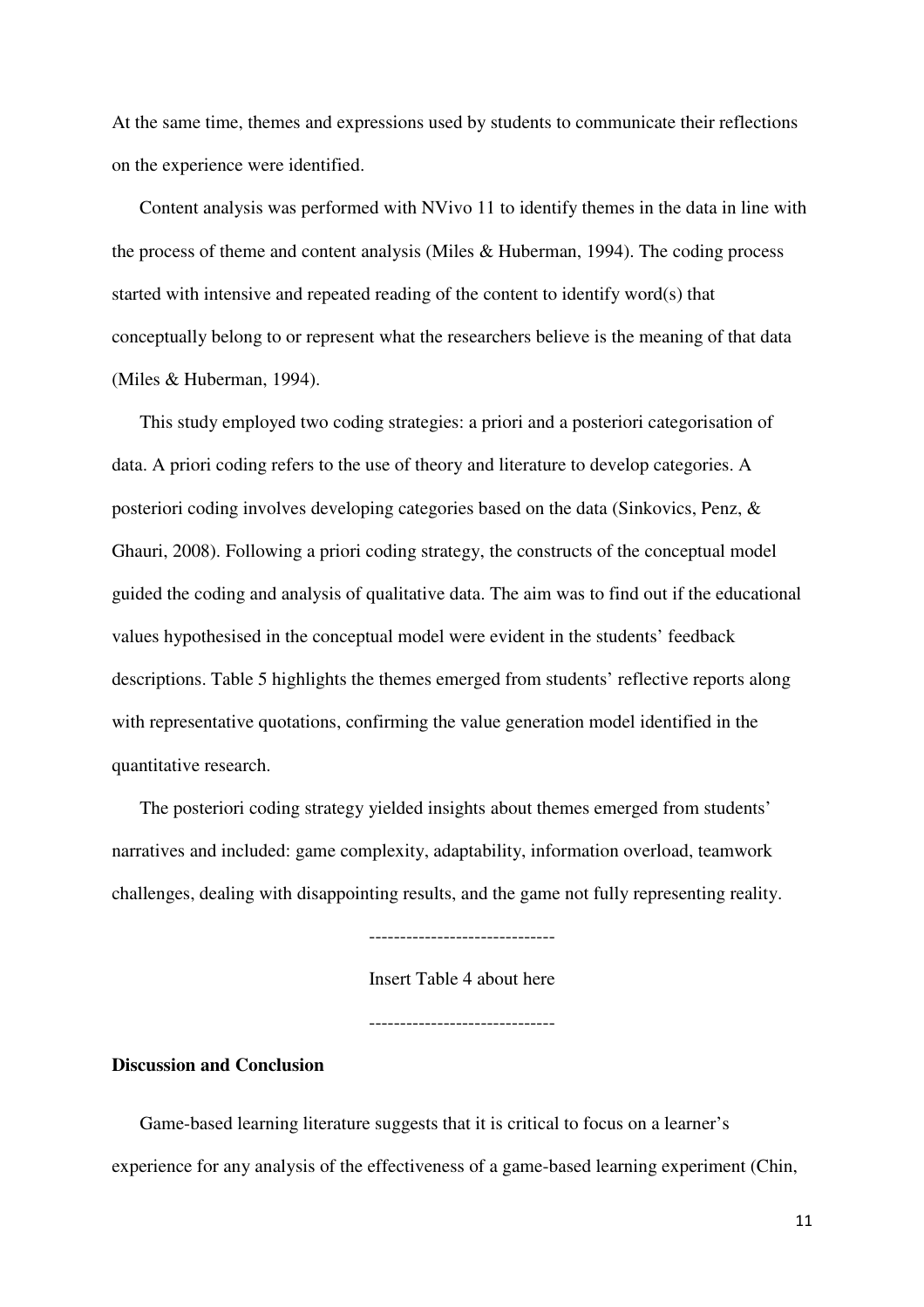At the same time, themes and expressions used by students to communicate their reflections on the experience were identified.

Content analysis was performed with NVivo 11 to identify themes in the data in line with the process of theme and content analysis (Miles & Huberman, 1994). The coding process started with intensive and repeated reading of the content to identify word(s) that conceptually belong to or represent what the researchers believe is the meaning of that data (Miles & Huberman, 1994).

This study employed two coding strategies: a priori and a posteriori categorisation of data. A priori coding refers to the use of theory and literature to develop categories. A posteriori coding involves developing categories based on the data (Sinkovics, Penz, & Ghauri, 2008). Following a priori coding strategy, the constructs of the conceptual model guided the coding and analysis of qualitative data. The aim was to find out if the educational values hypothesised in the conceptual model were evident in the students' feedback descriptions. Table 5 highlights the themes emerged from students' reflective reports along with representative quotations, confirming the value generation model identified in the quantitative research.

The posteriori coding strategy yielded insights about themes emerged from students' narratives and included: game complexity, adaptability, information overload, teamwork challenges, dealing with disappointing results, and the game not fully representing reality.

------------------------------

Insert Table 4 about here

------------------------------

**Discussion and Conclusion**

Game-based learning literature suggests that it is critical to focus on a learner's experience for any analysis of the effectiveness of a game-based learning experiment (Chin,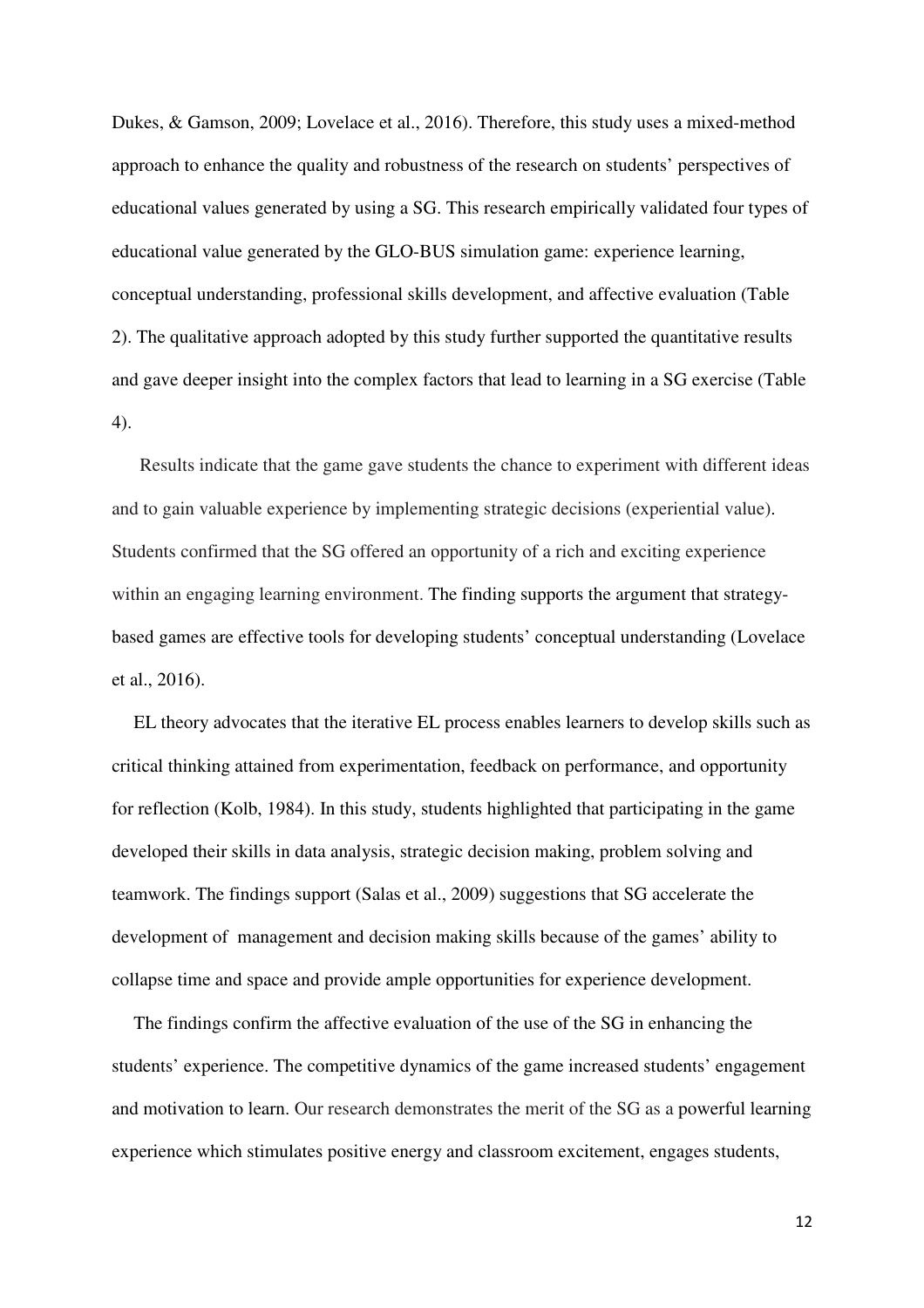Dukes, & Gamson, 2009; Lovelace et al., 2016). Therefore, this study uses a mixed-method approach to enhance the quality and robustness of the research on students' perspectives of educational values generated by using a SG. This research empirically validated four types of educational value generated by the GLO-BUS simulation game: experience learning, conceptual understanding, professional skills development, and affective evaluation (Table 2). The qualitative approach adopted by this study further supported the quantitative results and gave deeper insight into the complex factors that lead to learning in a SG exercise (Table 4).

Results indicate that the game gave students the chance to experiment with different ideas and to gain valuable experience by implementing strategic decisions (experiential value). Students confirmed that the SG offered an opportunity of a rich and exciting experience within an engaging learning environment. The finding supports the argument that strategy-based games are effective tools for developing students' conceptual understanding (Lovelace et al., 2016).

EL theory advocates that the iterative EL process enables learners to develop skills such as critical thinking attained from experimentation, feedback on performance, and opportunity for reflection (Kolb, 1984). In this study, students highlighted that participating in the game developed their skills in data analysis, strategic decision making, problem solving and teamwork. The findings support (Salas et al., 2009) suggestions that SG accelerate the development of management and decision making skills because of the games' ability to collapse time and space and provide ample opportunities for experience development.

The findings confirm the affective evaluation of the use of the SG in enhancing the students' experience. The competitive dynamics of the game increased students' engagement and motivation to learn. Our research demonstrates the merit of the SG as a powerful learning experience which stimulates positive energy and classroom excitement, engages students,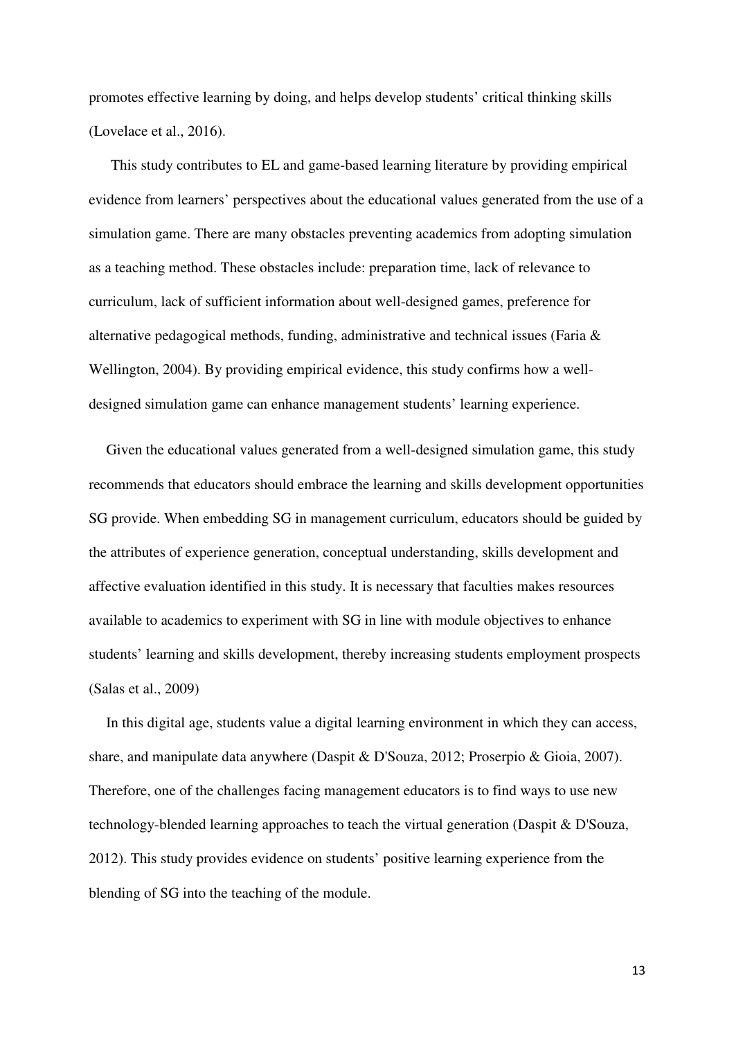promotes effective learning by doing, and helps develop students' critical thinking skills (Lovelace et al., 2016).

This study contributes to EL and game-based learning literature by providing empirical evidence from learners' perspectives about the educational values generated from the use of a simulation game. There are many obstacles preventing academics from adopting simulation as a teaching method. These obstacles include: preparation time, lack of relevance to curriculum, lack of sufficient information about well-designed games, preference for alternative pedagogical methods, funding, administrative and technical issues (Faria & Wellington, 2004). By providing empirical evidence, this study confirms how a well-designed simulation game can enhance management students' learning experience.

Given the educational values generated from a well-designed simulation game, this study recommends that educators should embrace the learning and skills development opportunities SG provide. When embedding SG in management curriculum, educators should be guided by the attributes of experience generation, conceptual understanding, skills development and affective evaluation identified in this study. It is necessary that faculties makes resources available to academics to experiment with SG in line with module objectives to enhance students' learning and skills development, thereby increasing students employment prospects (Salas et al., 2009)

In this digital age, students value a digital learning environment in which they can access, share, and manipulate data anywhere (Daspit & D'Souza, 2012; Proserpio & Gioia, 2007). Therefore, one of the challenges facing management educators is to find ways to use new technology-blended learning approaches to teach the virtual generation (Daspit & D'Souza, 2012). This study provides evidence on students' positive learning experience from the blending of SG into the teaching of the module.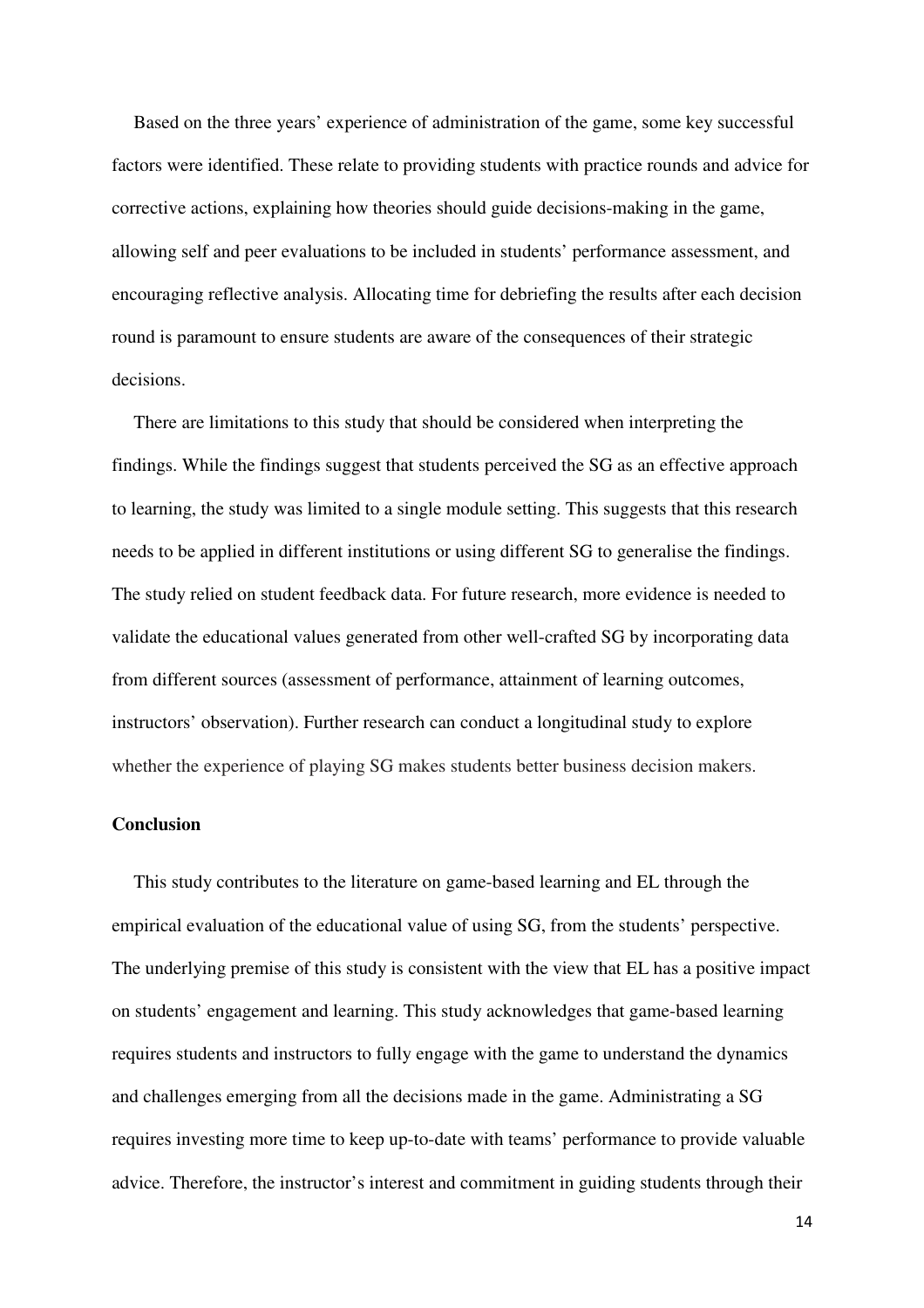Based on the three years' experience of administration of the game, some key successful factors were identified. These relate to providing students with practice rounds and advice for corrective actions, explaining how theories should guide decisions-making in the game, allowing self and peer evaluations to be included in students' performance assessment, and encouraging reflective analysis. Allocating time for debriefing the results after each decision round is paramount to ensure students are aware of the consequences of their strategic decisions.

There are limitations to this study that should be considered when interpreting the findings. While the findings suggest that students perceived the SG as an effective approach to learning, the study was limited to a single module setting. This suggests that this research needs to be applied in different institutions or using different SG to generalise the findings. The study relied on student feedback data. For future research, more evidence is needed to validate the educational values generated from other well-crafted SG by incorporating data from different sources (assessment of performance, attainment of learning outcomes, instructors' observation). Further research can conduct a longitudinal study to explore whether the experience of playing SG makes students better business decision makers.

## Conclusion

This study contributes to the literature on game-based learning and EL through the empirical evaluation of the educational value of using SG, from the students' perspective. The underlying premise of this study is consistent with the view that EL has a positive impact on students' engagement and learning. This study acknowledges that game-based learning requires students and instructors to fully engage with the game to understand the dynamics and challenges emerging from all the decisions made in the game. Administrating a SG requires investing more time to keep up-to-date with teams' performance to provide valuable advice. Therefore, the instructor's interest and commitment in guiding students through their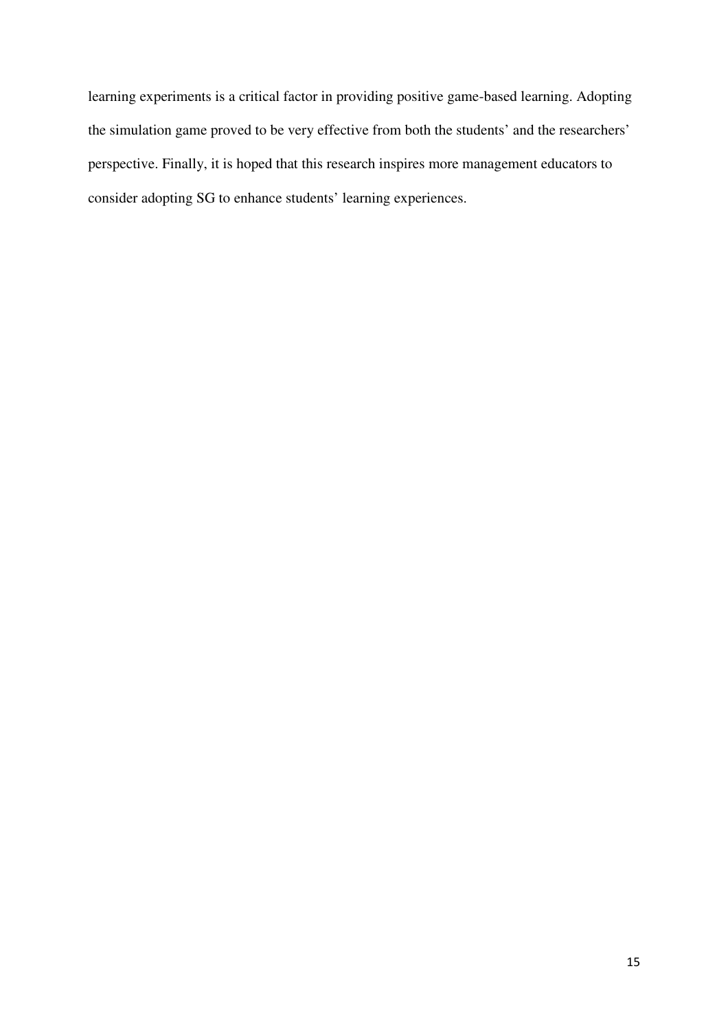learning experiments is a critical factor in providing positive game-based learning. Adopting the simulation game proved to be very effective from both the students' and the researchers' perspective. Finally, it is hoped that this research inspires more management educators to consider adopting SG to enhance students' learning experiences.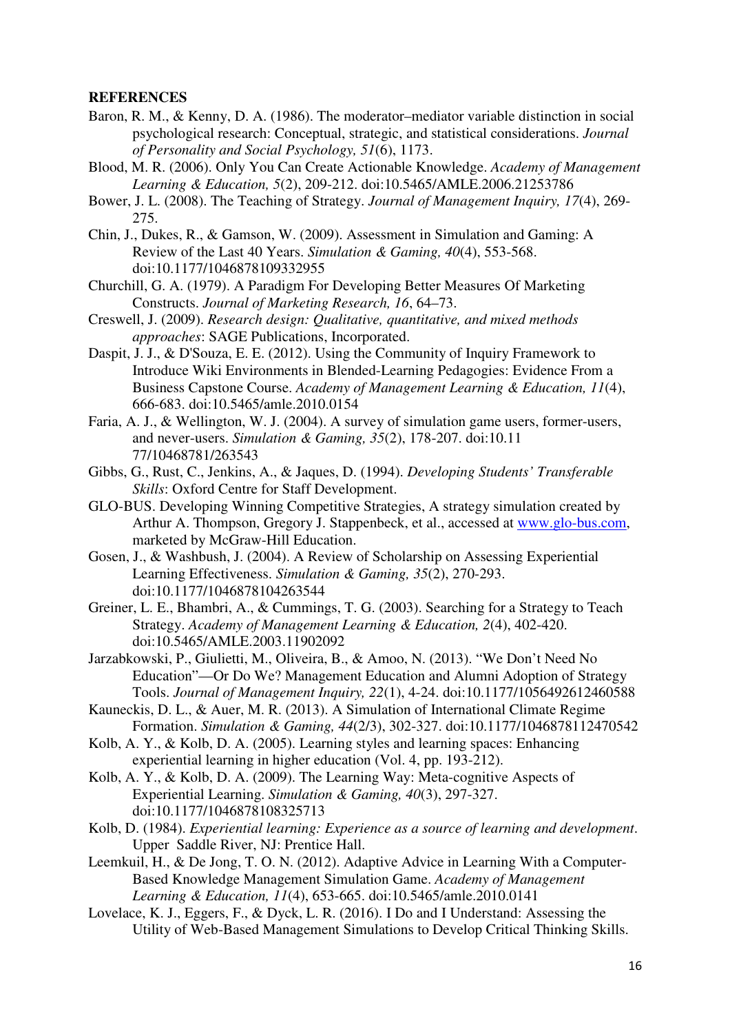## REFERENCES

Baron, R. M., & Kenny, D. A. (1986). The moderator–mediator variable distinction in social psychological research: Conceptual, strategic, and statistical considerations. *Journal of Personality and Social Psychology, 51*(6), 1173.

Blood, M. R. (2006). Only You Can Create Actionable Knowledge. *Academy of Management Learning & Education, 5*(2), 209-212. doi:10.5465/AMLE.2006.21253786

Bower, J. L. (2008). The Teaching of Strategy. *Journal of Management Inquiry, 17*(4), 269-275.

Chin, J., Dukes, R., & Gamson, W. (2009). Assessment in Simulation and Gaming: A Review of the Last 40 Years. *Simulation & Gaming, 40*(4), 553-568. doi:10.1177/1046878109332955

Churchill, G. A. (1979). A Paradigm For Developing Better Measures Of Marketing Constructs. *Journal of Marketing Research, 16*, 64–73.

Creswell, J. (2009). *Research design: Qualitative, quantitative, and mixed methods approaches*: SAGE Publications, Incorporated.

Daspit, J. J., & D'Souza, E. E. (2012). Using the Community of Inquiry Framework to Introduce Wiki Environments in Blended-Learning Pedagogies: Evidence From a Business Capstone Course. *Academy of Management Learning & Education, 11*(4), 666-683. doi:10.5465/amle.2010.0154

Faria, A. J., & Wellington, W. J. (2004). A survey of simulation game users, former-users, and never-users. *Simulation & Gaming, 35*(2), 178-207. doi:10.11 77/10468781/263543

Gibbs, G., Rust, C., Jenkins, A., & Jaques, D. (1994). *Developing Students' Transferable Skills*: Oxford Centre for Staff Development.

GLO-BUS. Developing Winning Competitive Strategies, A strategy simulation created by Arthur A. Thompson, Gregory J. Stappenbeck, et al., accessed at www.glo-bus.com, marketed by McGraw-Hill Education.

Gosen, J., & Washbush, J. (2004). A Review of Scholarship on Assessing Experiential Learning Effectiveness. *Simulation & Gaming, 35*(2), 270-293. doi:10.1177/1046878104263544

Greiner, L. E., Bhambri, A., & Cummings, T. G. (2003). Searching for a Strategy to Teach Strategy. *Academy of Management Learning & Education, 2*(4), 402-420. doi:10.5465/AMLE.2003.11902092

Jarzabkowski, P., Giulietti, M., Oliveira, B., & Amoo, N. (2013). "We Don't Need No Education"—Or Do We? Management Education and Alumni Adoption of Strategy Tools. *Journal of Management Inquiry, 22*(1), 4-24. doi:10.1177/1056492612460588

Kauneckis, D. L., & Auer, M. R. (2013). A Simulation of International Climate Regime Formation. *Simulation & Gaming, 44*(2/3), 302-327. doi:10.1177/1046878112470542

Kolb, A. Y., & Kolb, D. A. (2005). Learning styles and learning spaces: Enhancing experiential learning in higher education (Vol. 4, pp. 193-212).

Kolb, A. Y., & Kolb, D. A. (2009). The Learning Way: Meta-cognitive Aspects of Experiential Learning. *Simulation & Gaming, 40*(3), 297-327. doi:10.1177/1046878108325713

Kolb, D. (1984). *Experiential learning: Experience as a source of learning and development*. Upper Saddle River, NJ: Prentice Hall.

Leemkuil, H., & De Jong, T. O. N. (2012). Adaptive Advice in Learning With a Computer-Based Knowledge Management Simulation Game. *Academy of Management Learning & Education, 11*(4), 653-665. doi:10.5465/amle.2010.0141

Lovelace, K. J., Eggers, F., & Dyck, L. R. (2016). I Do and I Understand: Assessing the Utility of Web-Based Management Simulations to Develop Critical Thinking Skills.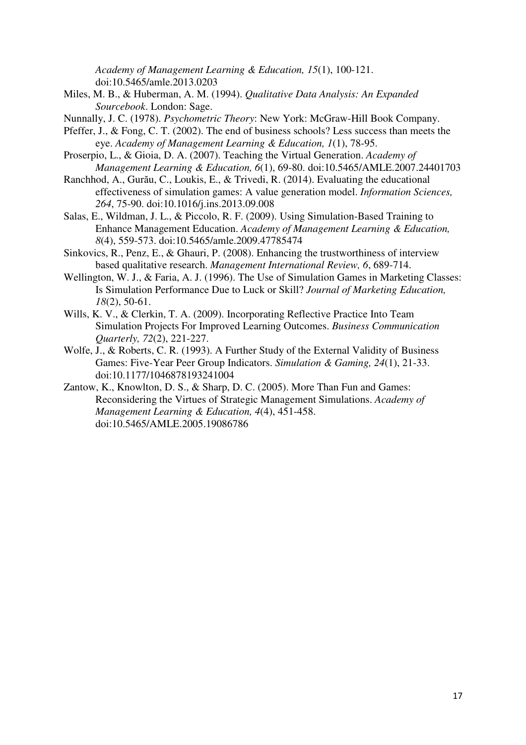*Academy of Management Learning & Education, 15*(1), 100-121. doi:10.5465/amle.2013.0203

Miles, M. B., & Huberman, A. M. (1994). *Qualitative Data Analysis: An Expanded Sourcebook*. London: Sage.

Nunnally, J. C. (1978). *Psychometric Theory*: New York: McGraw-Hill Book Company.

Pfeffer, J., & Fong, C. T. (2002). The end of business schools? Less success than meets the eye. *Academy of Management Learning & Education, 1*(1), 78-95.

Proserpio, L., & Gioia, D. A. (2007). Teaching the Virtual Generation. *Academy of Management Learning & Education, 6*(1), 69-80. doi:10.5465/AMLE.2007.24401703

Ranchhod, A., Gurău, C., Loukis, E., & Trivedi, R. (2014). Evaluating the educational effectiveness of simulation games: A value generation model. *Information Sciences, 264*, 75-90. doi:10.1016/j.ins.2013.09.008

Salas, E., Wildman, J. L., & Piccolo, R. F. (2009). Using Simulation-Based Training to Enhance Management Education. *Academy of Management Learning & Education, 8*(4), 559-573. doi:10.5465/amle.2009.47785474

Sinkovics, R., Penz, E., & Ghauri, P. (2008). Enhancing the trustworthiness of interview based qualitative research. *Management International Review, 6*, 689-714.

Wellington, W. J., & Faria, A. J. (1996). The Use of Simulation Games in Marketing Classes: Is Simulation Performance Due to Luck or Skill? *Journal of Marketing Education, 18*(2), 50-61.

Wills, K. V., & Clerkin, T. A. (2009). Incorporating Reflective Practice Into Team Simulation Projects For Improved Learning Outcomes. *Business Communication Quarterly, 72*(2), 221-227.

Wolfe, J., & Roberts, C. R. (1993). A Further Study of the External Validity of Business Games: Five-Year Peer Group Indicators. *Simulation & Gaming, 24*(1), 21-33. doi:10.1177/1046878193241004

Zantow, K., Knowlton, D. S., & Sharp, D. C. (2005). More Than Fun and Games: Reconsidering the Virtues of Strategic Management Simulations. *Academy of Management Learning & Education, 4*(4), 451-458. doi:10.5465/AMLE.2005.19086786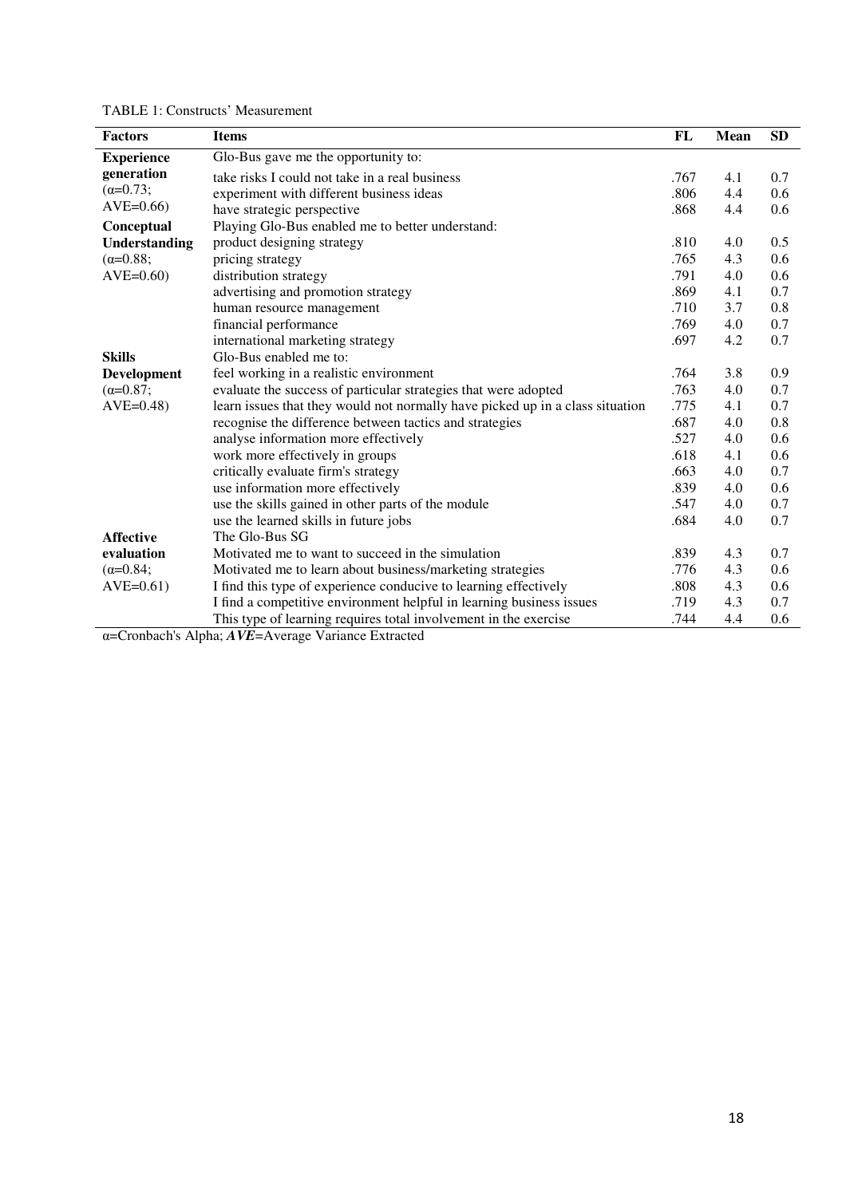TABLE 1: Constructs' Measurement

| Factors | Items | FL | Mean | SD |
|---|---|---|---|---|
| **Experience generation** ($\alpha$=0.73; AVE=0.66) | Glo-Bus gave me the opportunity to: | | | |
| | take risks I could not take in a real business | .767 | 4.1 | 0.7 |
| | experiment with different business ideas | .806 | 4.4 | 0.6 |
| | have strategic perspective | .868 | 4.4 | 0.6 |
| **Conceptual Understanding** ($\alpha$=0.88; AVE=0.60) | Playing Glo-Bus enabled me to better understand: | | | |
| | product designing strategy | .810 | 4.0 | 0.5 |
| | pricing strategy | .765 | 4.3 | 0.6 |
| | distribution strategy | .791 | 4.0 | 0.6 |
| | advertising and promotion strategy | .869 | 4.1 | 0.7 |
| | human resource management | .710 | 3.7 | 0.8 |
| | financial performance | .769 | 4.0 | 0.7 |
| | international marketing strategy | .697 | 4.2 | 0.7 |
| **Skills Development** ($\alpha$=0.87; AVE=0.48) | Glo-Bus enabled me to: | | | |
| | feel working in a realistic environment | .764 | 3.8 | 0.9 |
| | evaluate the success of particular strategies that were adopted | .763 | 4.0 | 0.7 |
| | learn issues that they would not normally have picked up in a class situation | .775 | 4.1 | 0.7 |
| | recognise the difference between tactics and strategies | .687 | 4.0 | 0.8 |
| | analyse information more effectively | .527 | 4.0 | 0.6 |
| | work more effectively in groups | .618 | 4.1 | 0.6 |
| | critically evaluate firm's strategy | .663 | 4.0 | 0.7 |
| | use information more effectively | .839 | 4.0 | 0.6 |
| | use the skills gained in other parts of the module | .547 | 4.0 | 0.7 |
| | use the learned skills in future jobs | .684 | 4.0 | 0.7 |
| **Affective evaluation** ($\alpha$=0.84; AVE=0.61) | The Glo-Bus SG | | | |
| | Motivated me to want to succeed in the simulation | .839 | 4.3 | 0.7 |
| | Motivated me to learn about business/marketing strategies | .776 | 4.3 | 0.6 |
| | I find this type of experience conducive to learning effectively | .808 | 4.3 | 0.6 |
| | I find a competitive environment helpful in learning business issues | .719 | 4.3 | 0.7 |
| | This type of learning requires total involvement in the exercise | .744 | 4.4 | 0.6 |

$\alpha$=Cronbach's Alpha; ***AVE***=Average Variance Extracted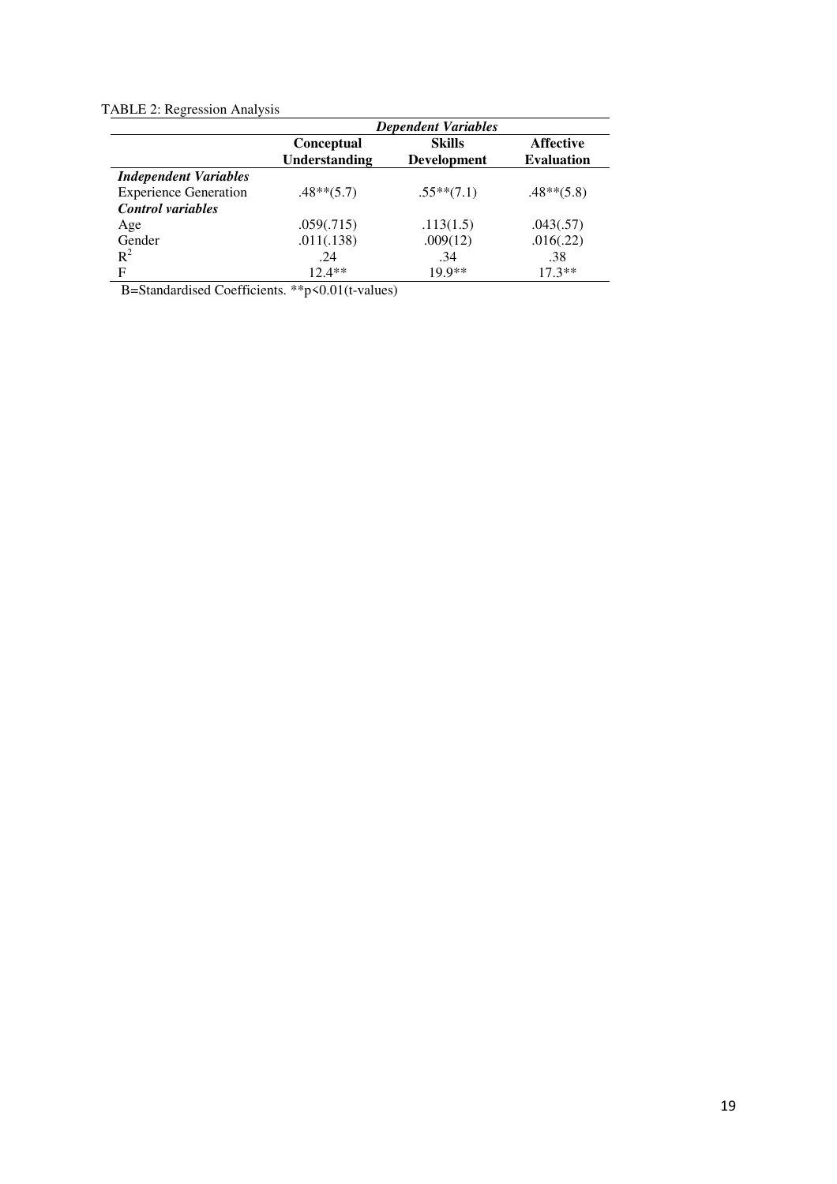TABLE 2: Regression Analysis

| | *Dependent Variables* | | |
|---|---|---|---|
| | **Conceptual Understanding** | **Skills Development** | **Affective Evaluation** |
| ***Independent Variables*** | | | |
| Experience Generation | .48**(5.7) | .55**(7.1) | .48**(5.8) |
| ***Control variables*** | | | |
| Age | .059(.715) | .113(1.5) | .043(.57) |
| Gender | .011(.138) | .009(12) | .016(.22) |
| $R^2$ | .24 | .34 | .38 |
| F | 12.4** | 19.9** | 17.3** |

B=Standardised Coefficients. **p<0.01(t-values)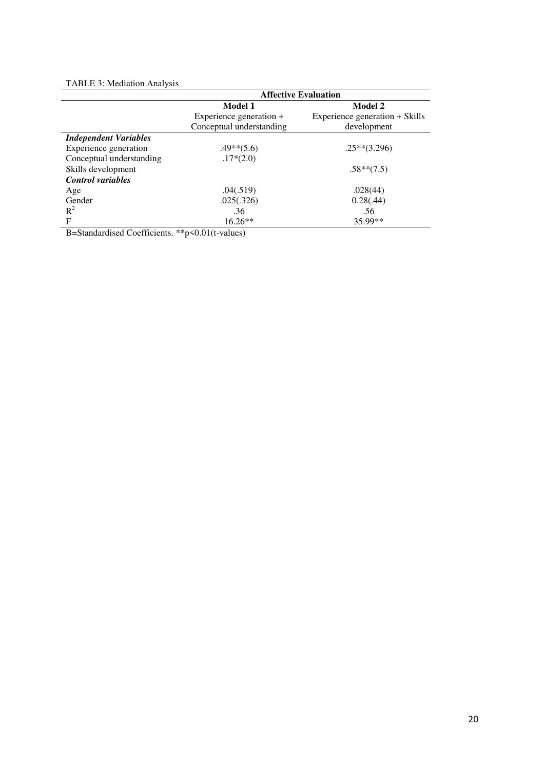TABLE 3: Mediation Analysis

| | Affective Evaluation | |
|---|---|---|
| | **Model 1** | **Model 2** |
| | Experience generation + Conceptual understanding | Experience generation + Skills development |
| ***Independent Variables*** | | |
| Experience generation | .49**(5.6) | .25**(3.296) |
| Conceptual understanding | .17*(2.0) | |
| Skills development | | .58**(7.5) |
| ***Control variables*** | | |
| Age | .04(.519) | .028(44) |
| Gender | .025(.326) | 0.28(.44) |
| $R^2$ | .36 | .56 |
| F | 16.26** | 35.99** |

B=Standardised Coefficients. **p<0.01(t-values)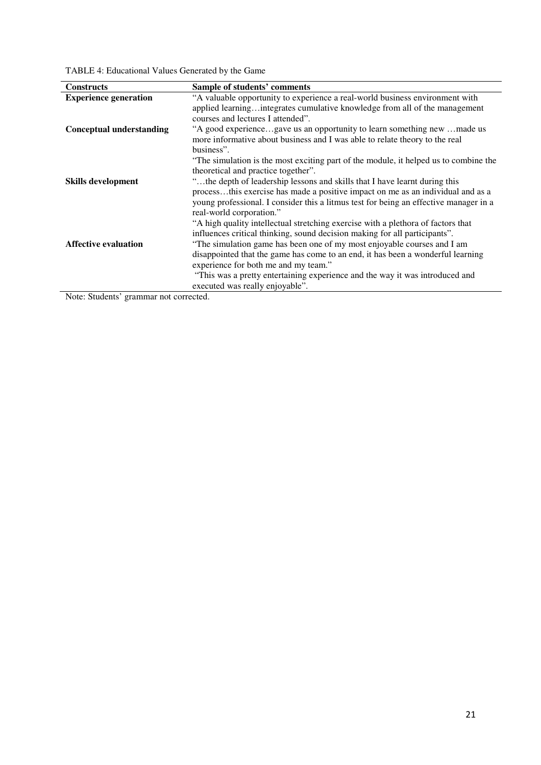TABLE 4: Educational Values Generated by the Game

| Constructs | Sample of students' comments |
|---|---|
| **Experience generation** | "A valuable opportunity to experience a real-world business environment with applied learning…integrates cumulative knowledge from all of the management courses and lectures I attended". |
| **Conceptual understanding** | "A good experience…gave us an opportunity to learn something new …made us more informative about business and I was able to relate theory to the real business". "The simulation is the most exciting part of the module, it helped us to combine the theoretical and practice together". |
| **Skills development** | "…the depth of leadership lessons and skills that I have learnt during this process…this exercise has made a positive impact on me as an individual and as a young professional. I consider this a litmus test for being an effective manager in a real-world corporation." "A high quality intellectual stretching exercise with a plethora of factors that influences critical thinking, sound decision making for all participants". |
| **Affective evaluation** | "The simulation game has been one of my most enjoyable courses and I am disappointed that the game has come to an end, it has been a wonderful learning experience for both me and my team." "This was a pretty entertaining experience and the way it was introduced and executed was really enjoyable". |

Note: Students' grammar not corrected.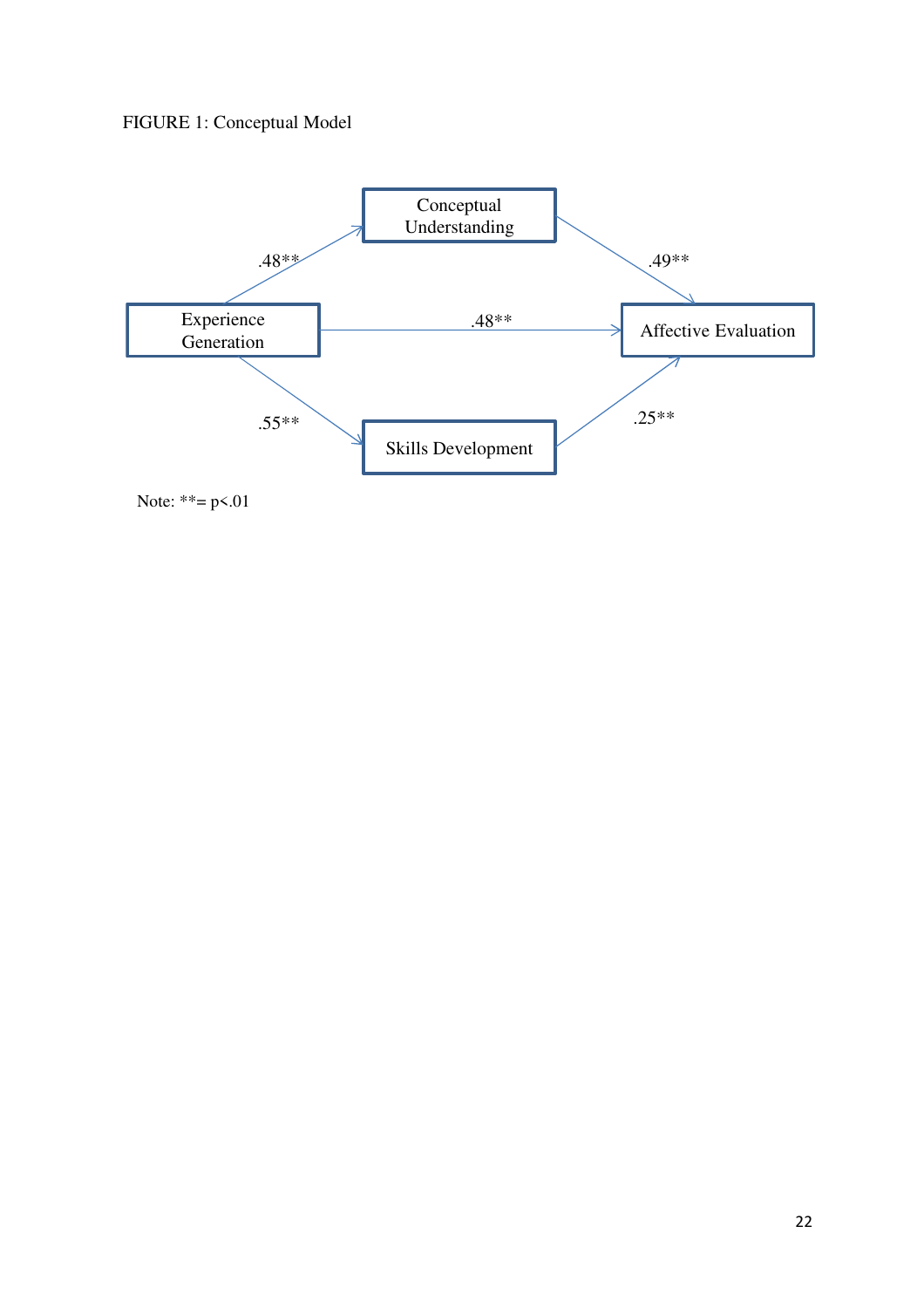FIGURE 1: Conceptual Model

Conceptual Understanding

Experience Generation

Affective Evaluation

Skills Development

.48**

.49**

.48**

.55**

.25**

Note: **= p<.01